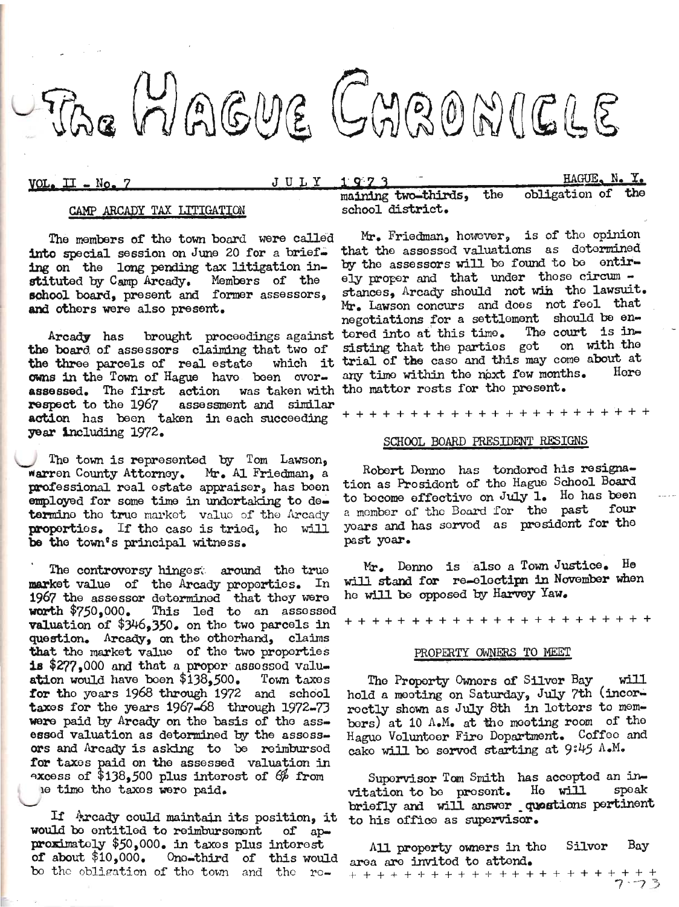# The Hague Chronicle

VOL. II - No. 7 — JULY 1973 — HAGUE, N. Y.

## CAMP ARCADY TAX LITIGATION

The members of the town board were called into special session on June 20 for a briefing on the long pending tax litigation instituted by Camp Arcady. Members of the school board, present and former assessors, and others were also present.

Arcady has brought proceedings against the board of assessors claiming that two of the three parcels of real estate which it owns in the Town of Hague have been overassessed. The first action was taken with respect to the 1967 assessment and similar action has been taken in each succeeding year including 1972.

The town is represented by Tom Lawson, Warren County Attorney. Mr. Al Friedman, a professional real estate appraiser, has been employed for some time in undertaking to determine the true market value of the Arcady properties. If the case is tried, he will be the town's principal witness.

The controversy hinges around the true market value of the Arcady properties. In 1967 the assessor determined that they were worth $750,000. This led to an assessed valuation of $346,350. on the two parcels in question. Arcady, on the otherhand, claims that the market value of the two properties is $277,000 and that a proper assessed valuation would have been $138,500. Town taxes for the years 1968 through 1972 and school taxes for the years 1967-68 through 1972-73 were paid by Arcady on the basis of the assessed valuation as determined by the assessors and Arcady is asking to be reimbursed for taxes paid on the assessed valuation in excess of $138,500 plus interest of 6% from the time the taxes were paid.

If Arcady could maintain its position, it would be entitled to reimbursement of approximately $50,000. in taxes plus interest of about $10,000. One-third of this would be the obligation of the town and the remaining two-thirds, the obligation of the school district.

Mr. Friedman, however, is of the opinion that the assessed valuations as determined by the assessors will be found to be entirely proper and that under those circumstances, Arcady should not win the lawsuit. Mr. Lawson concurs and does not feel that negotiations for a settlement should be entered into at this time. The court is insisting that the parties got on with the trial of the case and this may come about at any time within the next few months. Here the matter rests for the present.

+ + + + + + + + + + + + + + + + + + + + + + +

## SCHOOL BOARD PRESIDENT RESIGNS

Robert Denno has tendered his resignation as President of the Hague School Board to become effective on July 1. He has been a member of the Board for the past four years and has served as president for the past year.

Mr. Denno is also a Town Justice. He will stand for re-election in November when he will be opposed by Harvey Yaw.

+ + + + + + + + + + + + + + + + + + + + + + +

## PROPERTY OWNERS TO MEET

The Property Owners of Silver Bay will hold a meeting on Saturday, July 7th (incorrectly shown as July 8th in letters to members) at 10 A.M. at the meeting room of the Hague Volunteer Fire Department. Coffee and cake will be served starting at 9:45 A.M.

Supervisor Tom Smith has accepted an invitation to be present. He will speak briefly and will answer questions pertinent to his office as supervisor.

All property owners in the Silver Bay area are invited to attend.

+ + + + + + + + + + + + + + + + + + + + + + + +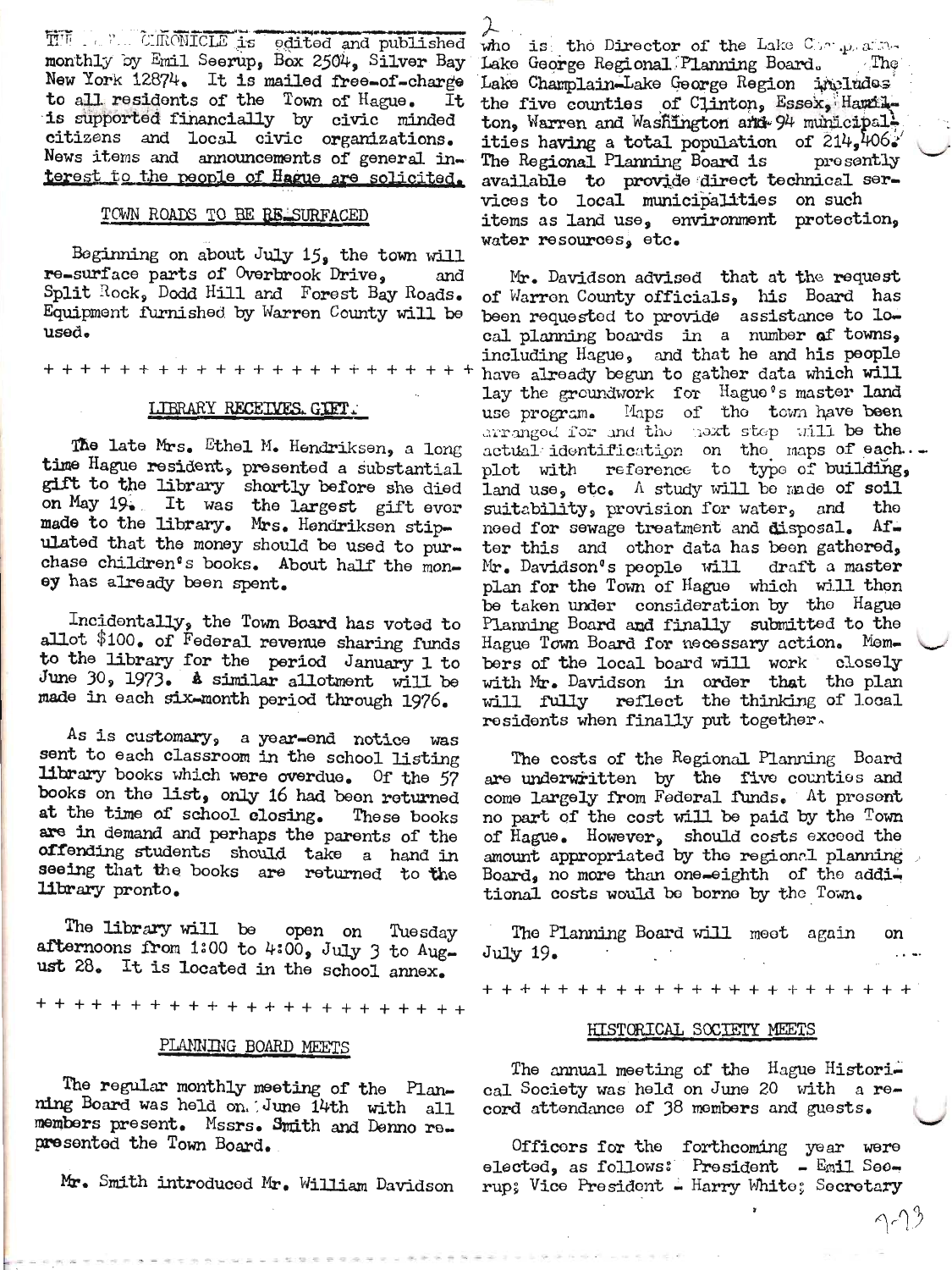THE ... CHRONICLE is edited and published monthly by Emil Seerup, Box 2504, Silver Bay New York 12874. It is mailed free-of-charge to all residents of the Town of Hague. It is supported financially by civic minded citizens and local civic organizations. News items and announcements of general interest to the people of Hague are solicited.

## TOWN ROADS TO BE RE-SURFACED

Beginning on about July 15, the town will re-surface parts of Overbrook Drive, and Split Rock, Dodd Hill and Forest Bay Roads. Equipment furnished by Warren County will be used.

+ + + + + + + + + + + + + + + + + + + + + +

## LIBRARY RECEIVES GIFT

The late Mrs. Ethel M. Hendriksen, a long time Hague resident, presented a substantial gift to the library shortly before she died on May 19. It was the largest gift ever made to the library. Mrs. Hendriksen stipulated that the money should be used to purchase children's books. About half the money has already been spent.

Incidentally, the Town Board has voted to allot $100. of Federal revenue sharing funds to the library for the period January 1 to June 30, 1973. A similar allotment will be made in each six-month period through 1976.

As is customary, a year-end notice was sent to each classroom in the school listing library books which were overdue. Of the 57 books on the list, only 16 had been returned at the time of school closing. These books are in demand and perhaps the parents of the offending students should take a hand in seeing that the books are returned to the library pronto.

The library will be open on Tuesday afternoons from 1:00 to 4:00, July 3 to August 28. It is located in the school annex.

+ + + + + + + + + + + + + + + + + + + + + +

## PLANNING BOARD MEETS

The regular monthly meeting of the Planning Board was held on June 14th with all members present. Mssrs. Smith and Denno represented the Town Board.

Mr. Smith introduced Mr. William Davidson who is the Director of the Lake Champlain-Lake George Regional Planning Board. The Lake Champlain-Lake George Region includes the five counties of Clinton, Essex, Hamilton, Warren and Washington and 94 municipalities having a total population of 214,406. The Regional Planning Board is presently available to provide direct technical services to local municipalities on such items as land use, environment protection, water resources, etc.

Mr. Davidson advised that at the request of Warren County officials, his Board has been requested to provide assistance to local planning boards in a number of towns, including Hague, and that he and his people have already begun to gather data which will lay the groundwork for Hague's master land use program. Maps of the town have been arranged for and the next step will be the actual identification on the maps of each plot with reference to type of building, land use, etc. A study will be made of soil suitability, provision for water, and the need for sewage treatment and disposal. After this and other data has been gathered, Mr. Davidson's people will draft a master plan for the Town of Hague which will then be taken under consideration by the Hague Planning Board and finally submitted to the Hague Town Board for necessary action. Members of the local board will work closely with Mr. Davidson in order that the plan will fully reflect the thinking of local residents when finally put together.

The costs of the Regional Planning Board are underwritten by the five counties and come largely from Federal funds. At present no part of the cost will be paid by the Town of Hague. However, should costs exceed the amount appropriated by the regional planning Board, no more than one-eighth of the additional costs would be borne by the Town.

The Planning Board will meet again on July 19.

+ + + + + + + + + + + + + + + + + + + + + +

## HISTORICAL SOCIETY MEETS

The annual meeting of the Hague Historical Society was held on June 20 with a record attendance of 38 members and guests.

Officers for the forthcoming year were elected, as follows: President - Emil Seerup; Vice President - Harry White; Secretary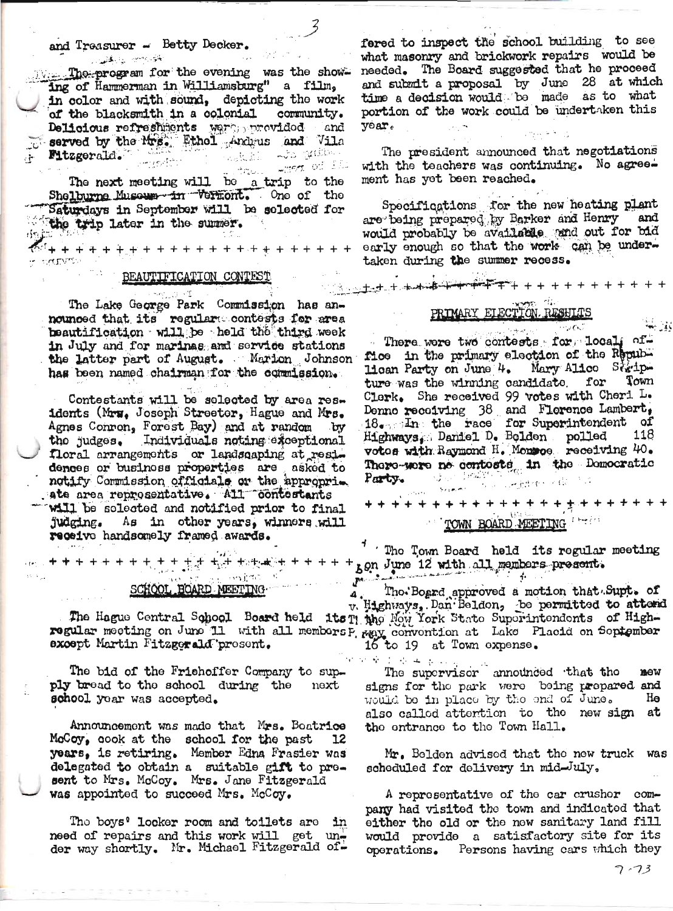and Treasurer - Betty Decker.

The program for the evening was the showing of Hammerman in Williamsburg" a film, in color and with sound, depicting the work of the blacksmith in a colonial community. Delicious refreshments were provided and served by the Mrs. Ethel Andrus and Vila Fitzgerald.

The next meeting will be a trip to the Shelburne Museum in Vermont. One of the Saturdays in September will be selected for the trip later in the summer.

\+ + + + + + + + + + + + + + + + + + + + + + +

## BEAUTIFICATION CONTEST

The Lake George Park Commission has announced that its regular contests for area beautification will be held the third week in July and for marinas and service stations the latter part of August. Marion Johnson has been named chairman for the commission.

Contestants will be selected by area residents (Mrs. Joseph Streeter, Hague and Mrs. Agnes Conron, Forest Bay) and at random by the judges. Individuals noting exceptional floral arrangements or landscaping at residences or business properties are asked to notify Commission officials or the appropriate area representative. All contestants will be selected and notified prior to final judging. As in other years, winners will receive handsomely framed awards.

\+ + + + + + + + + + + + + + + + + + + + + + +

## SCHOOL BOARD MEETING

The Hague Central School Board held its regular meeting on June 11 with all members except Martin Fitzgerald present.

The bid of the Friehoffer Company to supply bread to the school during the next school year was accepted.

Announcement was made that Mrs. Beatrice McCoy, cook at the school for the past 12 years, is retiring. Member Edna Frasier was delegated to obtain a suitable gift to present to Mrs. McCoy. Mrs. Jane Fitzgerald was appointed to succeed Mrs. McCoy.

The boys' locker room and toilets are in need of repairs and this work will get under way shortly. Mr. Michael Fitzgerald offered to inspect the school building to see what masonry and brickwork repairs would be needed. The Board suggested that he proceed and submit a proposal by June 28 at which time a decision would be made as to what portion of the work could be undertaken this year.

The president announced that negotiations with the teachers was continuing. No agreement has yet been reached.

Specifications for the new heating plant are being prepared by Barker and Henry and would probably be available and out for bid early enough so that the work can be undertaken during the summer recess.

\+ + + + + + + + + + + + + + + + + + + + + + +

## PRIMARY ELECTION RESULTS

There were two contests for local office in the primary election of the Republican Party on June 4. Mary Alice Scripture was the winning candidate for Town Clerk. She received 99 votes with Cheri L. Denno receiving 38 and Florence Lambert, 18. In the race for Superintendent of Highways, Daniel D. Belden polled 118 votes with Raymond H. Monroe receiving 40. There were no contests in the Democratic Party.

\+ + + + + + + + + + + + + + + + + + + + + + +

## TOWN BOARD MEETING

The Town Board held its regular meeting on June 12 with all members present.

The Board approved a motion that Supt. of Highways, Dan Beldon, be permitted to attend the New York State Superintendents of Highway convention at Lake Placid on September 16 to 19 at Town expense.

The supervisor announced that the new signs for the park were being prepared and would be in place by the end of June. He also called attention to the new sign at the entrance to the Town Hall.

Mr. Belden advised that the new truck was scheduled for delivery in mid-July.

A representative of the car crusher company had visited the town and indicated that either the old or the new sanitary land fill would provide a satisfactory site for its operations. Persons having cars which they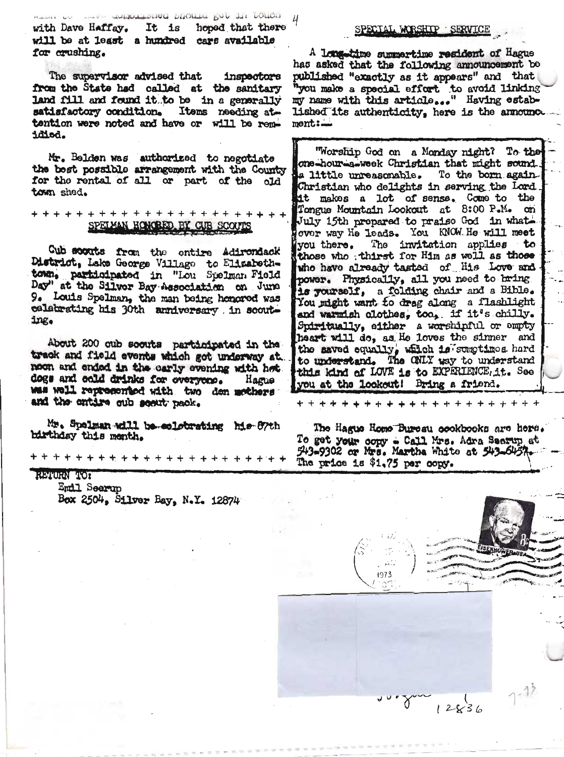... should get in touch with Dave Haffay. It is hoped that there will be at least a hundred cars available for crushing.

The supervisor advised that inspectors from the State had called at the sanitary land fill and found it to be in a generally satisfactory condition. Items needing attention were noted and have or will be remidied.

Mr. Belden was authorized to negotiate the best possible arrangement with the County for the rental of all or part of the old town shed.

+ + + + + + + + + + + + + + + + + + + + + + +

## SPELMAN HONORED BY CUB SCOUTS

Cub scouts from the entire Adirondack District, Lake George Village to Elizabethtown, participated in "Lou Spelman Field Day" at the Silver Bay Association on June 9. Louis Spelman, the man being honored was celebrating his 30th anniversary in scouting.

About 200 cub scouts participated in the track and field events which got underway at noon and ended in the early evening with hot dogs and cold drinks for everyone. Hague was well represented with two den mothers and the entire cub scout pack.

Mr. Spelman will be celebrating his 87th birthday this month.

+ + + + + + + + + + + + + + + + + + + + + + +

## SPECIAL WORSHIP SERVICE

A long-time summertime resident of Hague has asked that the following announcement be published "exactly as it appears" and that "you make a special effort to avoid linking my name with this article..." Having established its authenticity, here is the announcement:—

"Worship God on a Monday night? To the one-hour-a-week Christian that might sound a little unreasonable. To the born again Christian who delights in serving the Lord it makes a lot of sense. Come to the Tongue Mountain Lookout at 8:00 P.M. on July 15th prepared to praise God in whatever way He leads. You KNOW He will meet you there. The invitation applies to those who thirst for Him as well as those who have already tasted of His Love and power. Physically, all you need to bring is yourself, a folding chair and a Bible. You might want to drag along a flashlight and warmish clothes, too, if it's chilly. Spiritually, either a worshipful or empty heart will do, as He loves the sinner and the saved equally, which is sometimes hard to understand. The ONLY way to understand this kind of LOVE is to EXPERIENCE it. See you at the lookout! Bring a friend.

+ + + + + + + + + + + + + + + + + + + + + + +

The Hague Home Bureau cookbooks are here. To get your copy - Call Mrs. Adra Seerup at 543-9302 or Mrs. Martha White at 543-6457. The price is $1.75 per copy.

RETURN TO:
Emil Seerup
Box 2504, Silver Bay, N.Y. 12874